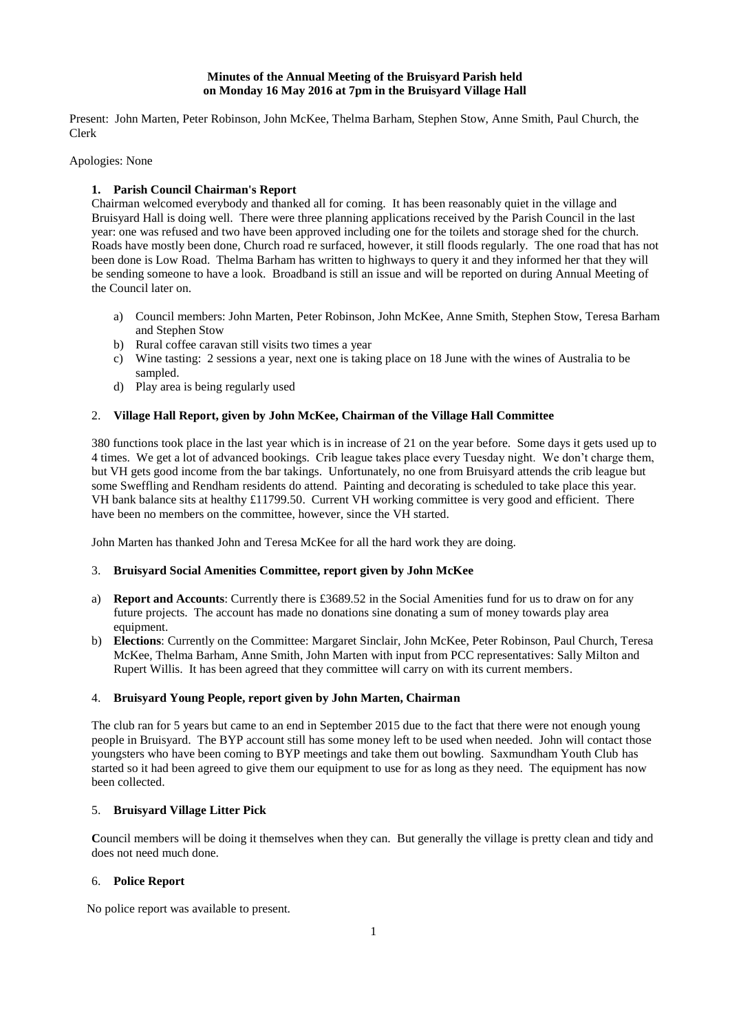**Minutes of the Annual Meeting of the Bruisyard Parish held on Monday 16 May 2016 at 7pm in the Bruisyard Village Hall**

Present: John Marten, Peter Robinson, John McKee, Thelma Barham, Stephen Stow, Anne Smith, Paul Church, the Clerk

Apologies: None

1. **Parish Council Chairman's Report**

Chairman welcomed everybody and thanked all for coming. It has been reasonably quiet in the village and Bruisyard Hall is doing well. There were three planning applications received by the Parish Council in the last year: one was refused and two have been approved including one for the toilets and storage shed for the church. Roads have mostly been done, Church road re surfaced, however, it still floods regularly. The one road that has not been done is Low Road. Thelma Barham has written to highways to query it and they informed her that they will be sending someone to have a look. Broadband is still an issue and will be reported on during Annual Meeting of the Council later on.

a) Council members: John Marten, Peter Robinson, John McKee, Anne Smith, Stephen Stow, Teresa Barham and Stephen Stow
b) Rural coffee caravan still visits two times a year
c) Wine tasting: 2 sessions a year, next one is taking place on 18 June with the wines of Australia to be sampled.
d) Play area is being regularly used

2. **Village Hall Report, given by John McKee, Chairman of the Village Hall Committee**

380 functions took place in the last year which is in increase of 21 on the year before. Some days it gets used up to 4 times. We get a lot of advanced bookings. Crib league takes place every Tuesday night. We don't charge them, but VH gets good income from the bar takings. Unfortunately, no one from Bruisyard attends the crib league but some Sweffling and Rendham residents do attend. Painting and decorating is scheduled to take place this year. VH bank balance sits at healthy £11799.50. Current VH working committee is very good and efficient. There have been no members on the committee, however, since the VH started.

John Marten has thanked John and Teresa McKee for all the hard work they are doing.

3. **Bruisyard Social Amenities Committee, report given by John McKee**

a) **Report and Accounts**: Currently there is £3689.52 in the Social Amenities fund for us to draw on for any future projects. The account has made no donations sine donating a sum of money towards play area equipment.
b) **Elections**: Currently on the Committee: Margaret Sinclair, John McKee, Peter Robinson, Paul Church, Teresa McKee, Thelma Barham, Anne Smith, John Marten with input from PCC representatives: Sally Milton and Rupert Willis. It has been agreed that they committee will carry on with its current members.

4. **Bruisyard Young People, report given by John Marten, Chairman**

The club ran for 5 years but came to an end in September 2015 due to the fact that there were not enough young people in Bruisyard. The BYP account still has some money left to be used when needed. John will contact those youngsters who have been coming to BYP meetings and take them out bowling. Saxmundham Youth Club has started so it had been agreed to give them our equipment to use for as long as they need. The equipment has now been collected.

5. **Bruisyard Village Litter Pick**

**C**ouncil members will be doing it themselves when they can. But generally the village is pretty clean and tidy and does not need much done.

6. **Police Report**

No police report was available to present.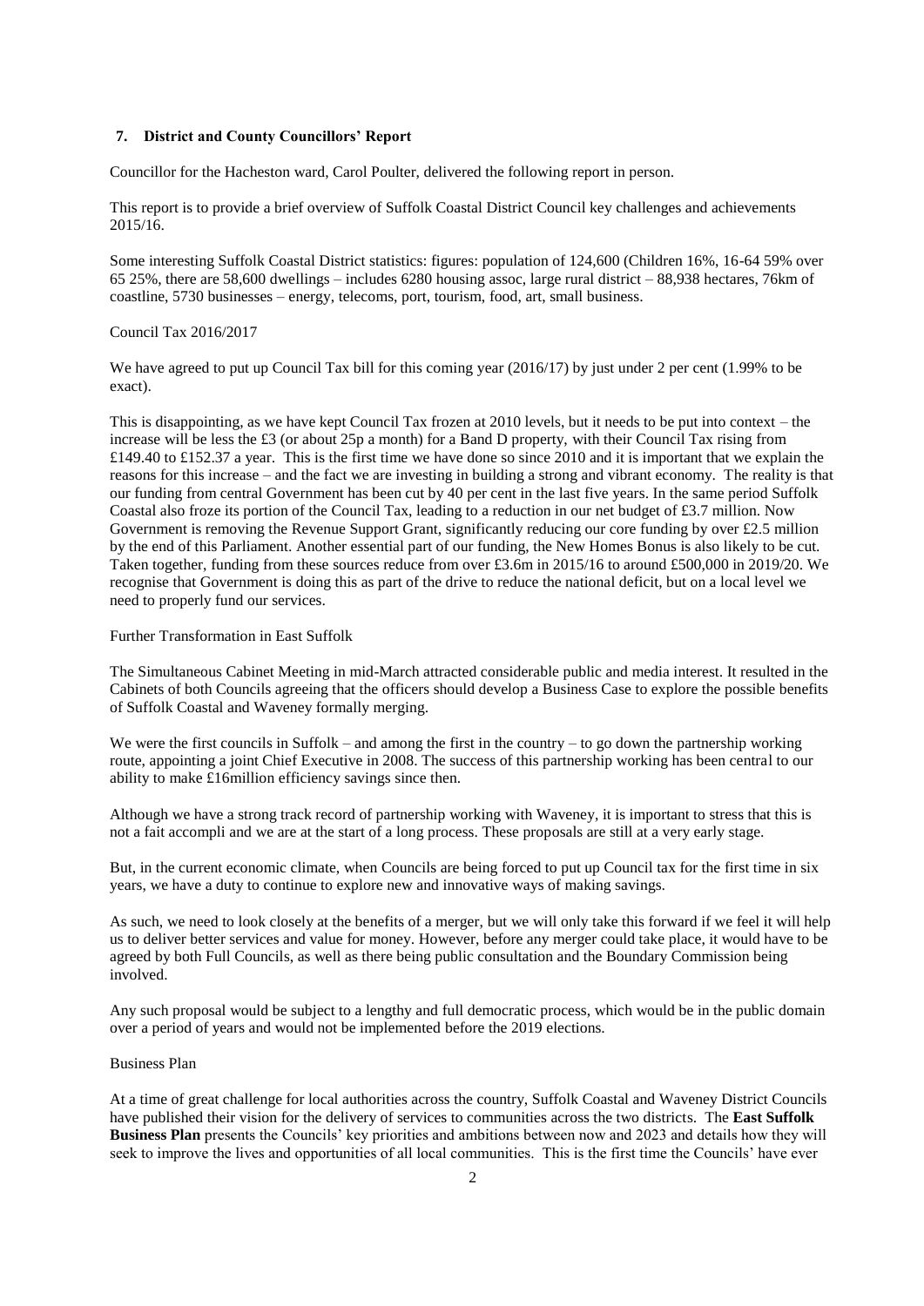## 7. District and County Councillors' Report

Councillor for the Hacheston ward, Carol Poulter, delivered the following report in person.

This report is to provide a brief overview of Suffolk Coastal District Council key challenges and achievements 2015/16.

Some interesting Suffolk Coastal District statistics: figures: population of 124,600 (Children 16%, 16-64 59% over 65 25%, there are 58,600 dwellings – includes 6280 housing assoc, large rural district – 88,938 hectares, 76km of coastline, 5730 businesses – energy, telecoms, port, tourism, food, art, small business.

Council Tax 2016/2017

We have agreed to put up Council Tax bill for this coming year (2016/17) by just under 2 per cent (1.99% to be exact).

This is disappointing, as we have kept Council Tax frozen at 2010 levels, but it needs to be put into context – the increase will be less the £3 (or about 25p a month) for a Band D property, with their Council Tax rising from £149.40 to £152.37 a year. This is the first time we have done so since 2010 and it is important that we explain the reasons for this increase – and the fact we are investing in building a strong and vibrant economy. The reality is that our funding from central Government has been cut by 40 per cent in the last five years. In the same period Suffolk Coastal also froze its portion of the Council Tax, leading to a reduction in our net budget of £3.7 million. Now Government is removing the Revenue Support Grant, significantly reducing our core funding by over £2.5 million by the end of this Parliament. Another essential part of our funding, the New Homes Bonus is also likely to be cut. Taken together, funding from these sources reduce from over £3.6m in 2015/16 to around £500,000 in 2019/20. We recognise that Government is doing this as part of the drive to reduce the national deficit, but on a local level we need to properly fund our services.

Further Transformation in East Suffolk

The Simultaneous Cabinet Meeting in mid-March attracted considerable public and media interest. It resulted in the Cabinets of both Councils agreeing that the officers should develop a Business Case to explore the possible benefits of Suffolk Coastal and Waveney formally merging.

We were the first councils in Suffolk – and among the first in the country – to go down the partnership working route, appointing a joint Chief Executive in 2008. The success of this partnership working has been central to our ability to make £16million efficiency savings since then.

Although we have a strong track record of partnership working with Waveney, it is important to stress that this is not a fait accompli and we are at the start of a long process. These proposals are still at a very early stage.

But, in the current economic climate, when Councils are being forced to put up Council tax for the first time in six years, we have a duty to continue to explore new and innovative ways of making savings.

As such, we need to look closely at the benefits of a merger, but we will only take this forward if we feel it will help us to deliver better services and value for money. However, before any merger could take place, it would have to be agreed by both Full Councils, as well as there being public consultation and the Boundary Commission being involved.

Any such proposal would be subject to a lengthy and full democratic process, which would be in the public domain over a period of years and would not be implemented before the 2019 elections.

Business Plan

At a time of great challenge for local authorities across the country, Suffolk Coastal and Waveney District Councils have published their vision for the delivery of services to communities across the two districts. The **East Suffolk Business Plan** presents the Councils' key priorities and ambitions between now and 2023 and details how they will seek to improve the lives and opportunities of all local communities. This is the first time the Councils' have ever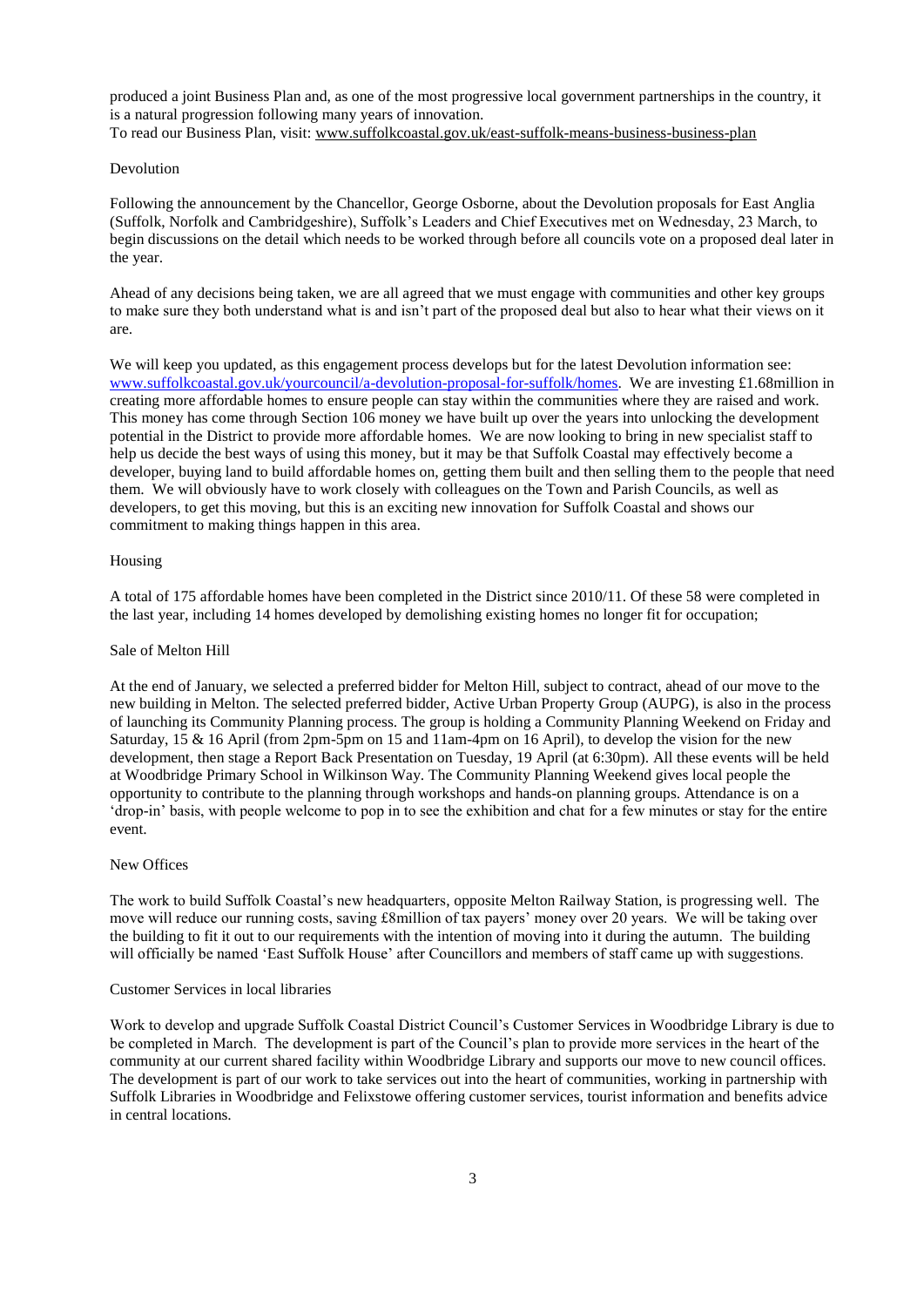produced a joint Business Plan and, as one of the most progressive local government partnerships in the country, it is a natural progression following many years of innovation.
To read our Business Plan, visit: www.suffolkcoastal.gov.uk/east-suffolk-means-business-business-plan

## Devolution

Following the announcement by the Chancellor, George Osborne, about the Devolution proposals for East Anglia (Suffolk, Norfolk and Cambridgeshire), Suffolk's Leaders and Chief Executives met on Wednesday, 23 March, to begin discussions on the detail which needs to be worked through before all councils vote on a proposed deal later in the year.

Ahead of any decisions being taken, we are all agreed that we must engage with communities and other key groups to make sure they both understand what is and isn't part of the proposed deal but also to hear what their views on it are.

We will keep you updated, as this engagement process develops but for the latest Devolution information see: www.suffolkcoastal.gov.uk/yourcouncil/a-devolution-proposal-for-suffolk/homes. We are investing £1.68million in creating more affordable homes to ensure people can stay within the communities where they are raised and work. This money has come through Section 106 money we have built up over the years into unlocking the development potential in the District to provide more affordable homes. We are now looking to bring in new specialist staff to help us decide the best ways of using this money, but it may be that Suffolk Coastal may effectively become a developer, buying land to build affordable homes on, getting them built and then selling them to the people that need them. We will obviously have to work closely with colleagues on the Town and Parish Councils, as well as developers, to get this moving, but this is an exciting new innovation for Suffolk Coastal and shows our commitment to making things happen in this area.

## Housing

A total of 175 affordable homes have been completed in the District since 2010/11. Of these 58 were completed in the last year, including 14 homes developed by demolishing existing homes no longer fit for occupation;

## Sale of Melton Hill

At the end of January, we selected a preferred bidder for Melton Hill, subject to contract, ahead of our move to the new building in Melton. The selected preferred bidder, Active Urban Property Group (AUPG), is also in the process of launching its Community Planning process. The group is holding a Community Planning Weekend on Friday and Saturday, 15 & 16 April (from 2pm-5pm on 15 and 11am-4pm on 16 April), to develop the vision for the new development, then stage a Report Back Presentation on Tuesday, 19 April (at 6:30pm). All these events will be held at Woodbridge Primary School in Wilkinson Way. The Community Planning Weekend gives local people the opportunity to contribute to the planning through workshops and hands-on planning groups. Attendance is on a 'drop-in' basis, with people welcome to pop in to see the exhibition and chat for a few minutes or stay for the entire event.

## New Offices

The work to build Suffolk Coastal's new headquarters, opposite Melton Railway Station, is progressing well. The move will reduce our running costs, saving £8million of tax payers' money over 20 years. We will be taking over the building to fit it out to our requirements with the intention of moving into it during the autumn. The building will officially be named 'East Suffolk House' after Councillors and members of staff came up with suggestions.

## Customer Services in local libraries

Work to develop and upgrade Suffolk Coastal District Council's Customer Services in Woodbridge Library is due to be completed in March. The development is part of the Council's plan to provide more services in the heart of the community at our current shared facility within Woodbridge Library and supports our move to new council offices. The development is part of our work to take services out into the heart of communities, working in partnership with Suffolk Libraries in Woodbridge and Felixstowe offering customer services, tourist information and benefits advice in central locations.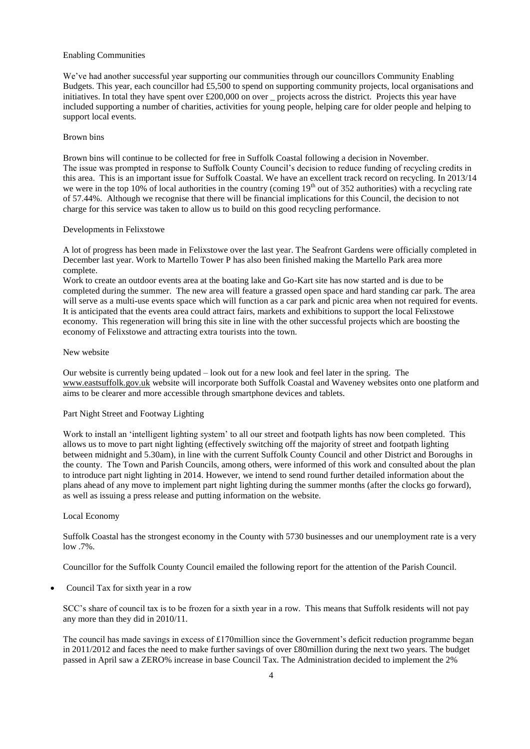Enabling Communities

We've had another successful year supporting our communities through our councillors Community Enabling Budgets. This year, each councillor had £5,500 to spend on supporting community projects, local organisations and initiatives. In total they have spent over £200,000 on over _ projects across the district. Projects this year have included supporting a number of charities, activities for young people, helping care for older people and helping to support local events.

Brown bins

Brown bins will continue to be collected for free in Suffolk Coastal following a decision in November. The issue was prompted in response to Suffolk County Council's decision to reduce funding of recycling credits in this area. This is an important issue for Suffolk Coastal. We have an excellent track record on recycling. In 2013/14 we were in the top 10% of local authorities in the country (coming 19th out of 352 authorities) with a recycling rate of 57.44%. Although we recognise that there will be financial implications for this Council, the decision to not charge for this service was taken to allow us to build on this good recycling performance.

Developments in Felixstowe

A lot of progress has been made in Felixstowe over the last year. The Seafront Gardens were officially completed in December last year. Work to Martello Tower P has also been finished making the Martello Park area more complete.

Work to create an outdoor events area at the boating lake and Go-Kart site has now started and is due to be completed during the summer. The new area will feature a grassed open space and hard standing car park. The area will serve as a multi-use events space which will function as a car park and picnic area when not required for events. It is anticipated that the events area could attract fairs, markets and exhibitions to support the local Felixstowe economy. This regeneration will bring this site in line with the other successful projects which are boosting the economy of Felixstowe and attracting extra tourists into the town.

New website

Our website is currently being updated – look out for a new look and feel later in the spring. The www.eastsuffolk.gov.uk website will incorporate both Suffolk Coastal and Waveney websites onto one platform and aims to be clearer and more accessible through smartphone devices and tablets.

Part Night Street and Footway Lighting

Work to install an 'intelligent lighting system' to all our street and footpath lights has now been completed. This allows us to move to part night lighting (effectively switching off the majority of street and footpath lighting between midnight and 5.30am), in line with the current Suffolk County Council and other District and Boroughs in the county. The Town and Parish Councils, among others, were informed of this work and consulted about the plan to introduce part night lighting in 2014. However, we intend to send round further detailed information about the plans ahead of any move to implement part night lighting during the summer months (after the clocks go forward), as well as issuing a press release and putting information on the website.

Local Economy

Suffolk Coastal has the strongest economy in the County with 5730 businesses and our unemployment rate is a very low .7%.

Councillor for the Suffolk County Council emailed the following report for the attention of the Parish Council.

- Council Tax for sixth year in a row

SCC's share of council tax is to be frozen for a sixth year in a row. This means that Suffolk residents will not pay any more than they did in 2010/11.

The council has made savings in excess of £170million since the Government's deficit reduction programme began in 2011/2012 and faces the need to make further savings of over £80million during the next two years. The budget passed in April saw a ZERO% increase in base Council Tax. The Administration decided to implement the 2%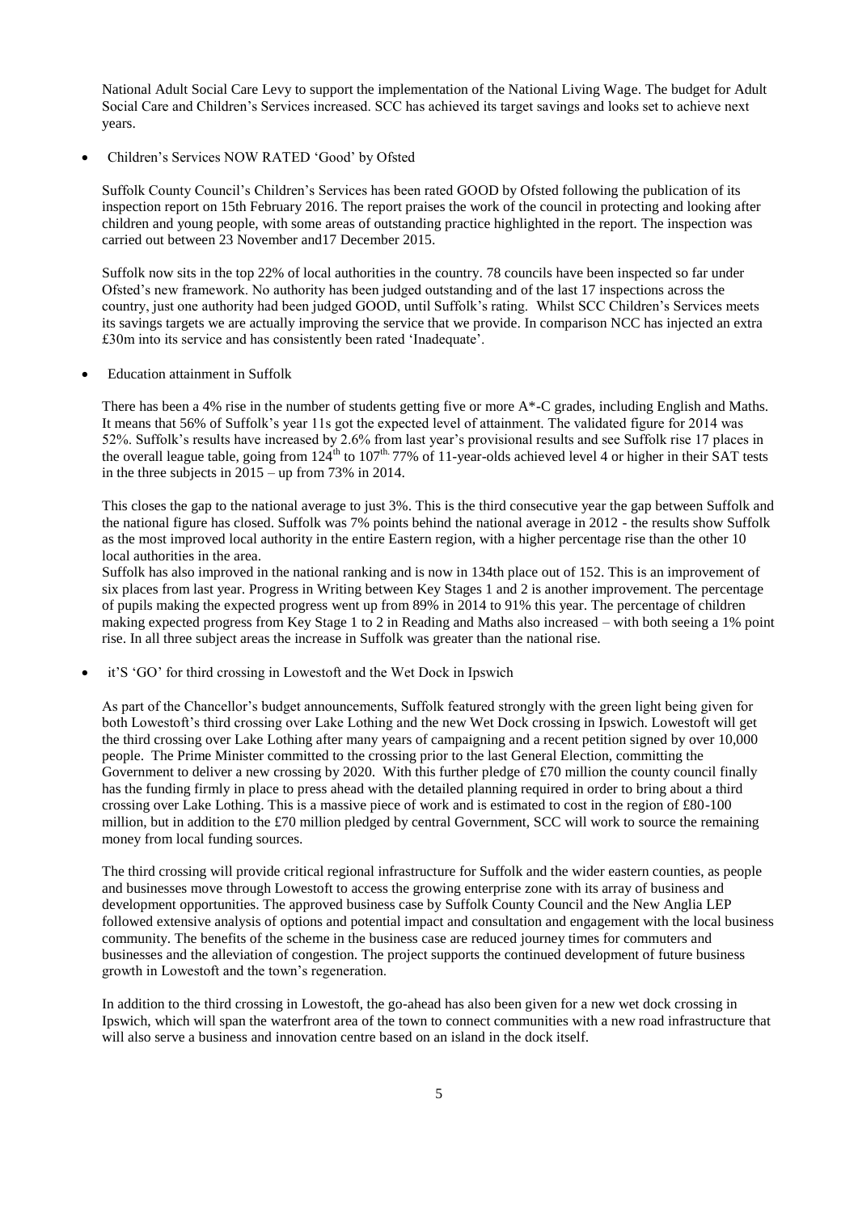National Adult Social Care Levy to support the implementation of the National Living Wage. The budget for Adult Social Care and Children's Services increased. SCC has achieved its target savings and looks set to achieve next years.

- Children's Services NOW RATED 'Good' by Ofsted

  Suffolk County Council's Children's Services has been rated GOOD by Ofsted following the publication of its inspection report on 15th February 2016. The report praises the work of the council in protecting and looking after children and young people, with some areas of outstanding practice highlighted in the report. The inspection was carried out between 23 November and17 December 2015.

  Suffolk now sits in the top 22% of local authorities in the country. 78 councils have been inspected so far under Ofsted's new framework. No authority has been judged outstanding and of the last 17 inspections across the country, just one authority had been judged GOOD, until Suffolk's rating. Whilst SCC Children's Services meets its savings targets we are actually improving the service that we provide. In comparison NCC has injected an extra £30m into its service and has consistently been rated 'Inadequate'.

- Education attainment in Suffolk

  There has been a 4% rise in the number of students getting five or more A*-C grades, including English and Maths. It means that 56% of Suffolk's year 11s got the expected level of attainment. The validated figure for 2014 was 52%. Suffolk's results have increased by 2.6% from last year's provisional results and see Suffolk rise 17 places in the overall league table, going from 124th to 107th. 77% of 11-year-olds achieved level 4 or higher in their SAT tests in the three subjects in 2015 – up from 73% in 2014.

  This closes the gap to the national average to just 3%. This is the third consecutive year the gap between Suffolk and the national figure has closed. Suffolk was 7% points behind the national average in 2012 - the results show Suffolk as the most improved local authority in the entire Eastern region, with a higher percentage rise than the other 10 local authorities in the area.
  
  Suffolk has also improved in the national ranking and is now in 134th place out of 152. This is an improvement of six places from last year. Progress in Writing between Key Stages 1 and 2 is another improvement. The percentage of pupils making the expected progress went up from 89% in 2014 to 91% this year. The percentage of children making expected progress from Key Stage 1 to 2 in Reading and Maths also increased – with both seeing a 1% point rise. In all three subject areas the increase in Suffolk was greater than the national rise.

- it'S 'GO' for third crossing in Lowestoft and the Wet Dock in Ipswich

  As part of the Chancellor's budget announcements, Suffolk featured strongly with the green light being given for both Lowestoft's third crossing over Lake Lothing and the new Wet Dock crossing in Ipswich. Lowestoft will get the third crossing over Lake Lothing after many years of campaigning and a recent petition signed by over 10,000 people. The Prime Minister committed to the crossing prior to the last General Election, committing the Government to deliver a new crossing by 2020. With this further pledge of £70 million the county council finally has the funding firmly in place to press ahead with the detailed planning required in order to bring about a third crossing over Lake Lothing. This is a massive piece of work and is estimated to cost in the region of £80-100 million, but in addition to the £70 million pledged by central Government, SCC will work to source the remaining money from local funding sources.

  The third crossing will provide critical regional infrastructure for Suffolk and the wider eastern counties, as people and businesses move through Lowestoft to access the growing enterprise zone with its array of business and development opportunities. The approved business case by Suffolk County Council and the New Anglia LEP followed extensive analysis of options and potential impact and consultation and engagement with the local business community. The benefits of the scheme in the business case are reduced journey times for commuters and businesses and the alleviation of congestion. The project supports the continued development of future business growth in Lowestoft and the town's regeneration.

  In addition to the third crossing in Lowestoft, the go-ahead has also been given for a new wet dock crossing in Ipswich, which will span the waterfront area of the town to connect communities with a new road infrastructure that will also serve a business and innovation centre based on an island in the dock itself.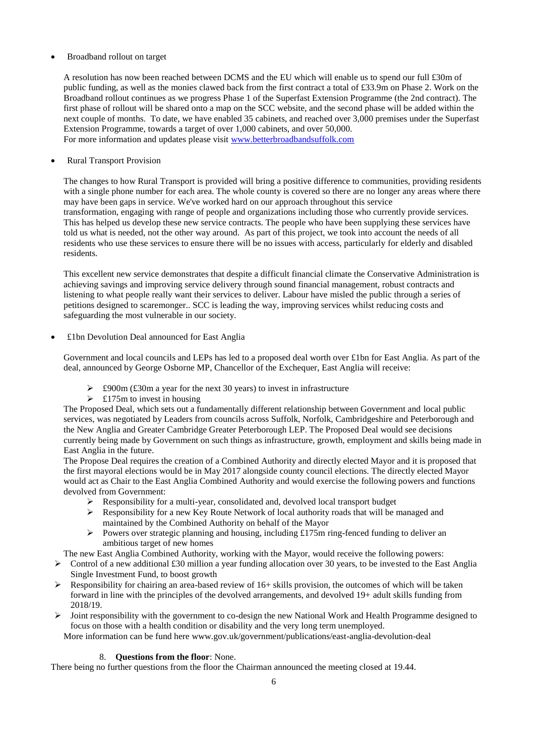- Broadband rollout on target

  A resolution has now been reached between DCMS and the EU which will enable us to spend our full £30m of public funding, as well as the monies clawed back from the first contract a total of £33.9m on Phase 2. Work on the Broadband rollout continues as we progress Phase 1 of the Superfast Extension Programme (the 2nd contract). The first phase of rollout will be shared onto a map on the SCC website, and the second phase will be added within the next couple of months. To date, we have enabled 35 cabinets, and reached over 3,000 premises under the Superfast Extension Programme, towards a target of over 1,000 cabinets, and over 50,000.
  For more information and updates please visit [www.betterbroadbandsuffolk.com](http://www.betterbroadbandsuffolk.com)

- Rural Transport Provision

  The changes to how Rural Transport is provided will bring a positive difference to communities, providing residents with a single phone number for each area. The whole county is covered so there are no longer any areas where there may have been gaps in service. We've worked hard on our approach throughout this service transformation, engaging with range of people and organizations including those who currently provide services. This has helped us develop these new service contracts. The people who have been supplying these services have told us what is needed, not the other way around. As part of this project, we took into account the needs of all residents who use these services to ensure there will be no issues with access, particularly for elderly and disabled residents.

  This excellent new service demonstrates that despite a difficult financial climate the Conservative Administration is achieving savings and improving service delivery through sound financial management, robust contracts and listening to what people really want their services to deliver. Labour have misled the public through a series of petitions designed to scaremonger.. SCC is leading the way, improving services whilst reducing costs and safeguarding the most vulnerable in our society.

- £1bn Devolution Deal announced for East Anglia

  Government and local councils and LEPs has led to a proposed deal worth over £1bn for East Anglia. As part of the deal, announced by George Osborne MP, Chancellor of the Exchequer, East Anglia will receive:

  - £900m (£30m a year for the next 30 years) to invest in infrastructure
  - £175m to invest in housing

  The Proposed Deal, which sets out a fundamentally different relationship between Government and local public services, was negotiated by Leaders from councils across Suffolk, Norfolk, Cambridgeshire and Peterborough and the New Anglia and Greater Cambridge Greater Peterborough LEP. The Proposed Deal would see decisions currently being made by Government on such things as infrastructure, growth, employment and skills being made in East Anglia in the future.
  The Propose Deal requires the creation of a Combined Authority and directly elected Mayor and it is proposed that the first mayoral elections would be in May 2017 alongside county council elections. The directly elected Mayor would act as Chair to the East Anglia Combined Authority and would exercise the following powers and functions devolved from Government:

  - Responsibility for a multi-year, consolidated and, devolved local transport budget
  - Responsibility for a new Key Route Network of local authority roads that will be managed and maintained by the Combined Authority on behalf of the Mayor
  - Powers over strategic planning and housing, including £175m ring-fenced funding to deliver an ambitious target of new homes

  The new East Anglia Combined Authority, working with the Mayor, would receive the following powers:

  - Control of a new additional £30 million a year funding allocation over 30 years, to be invested to the East Anglia Single Investment Fund, to boost growth
  - Responsibility for chairing an area-based review of 16+ skills provision, the outcomes of which will be taken forward in line with the principles of the devolved arrangements, and devolved 19+ adult skills funding from 2018/19.
  - Joint responsibility with the government to co-design the new National Work and Health Programme designed to focus on those with a health condition or disability and the very long term unemployed.

  More information can be fund here www.gov.uk/government/publications/east-anglia-devolution-deal

8. **Questions from the floor**: None.

There being no further questions from the floor the Chairman announced the meeting closed at 19.44.